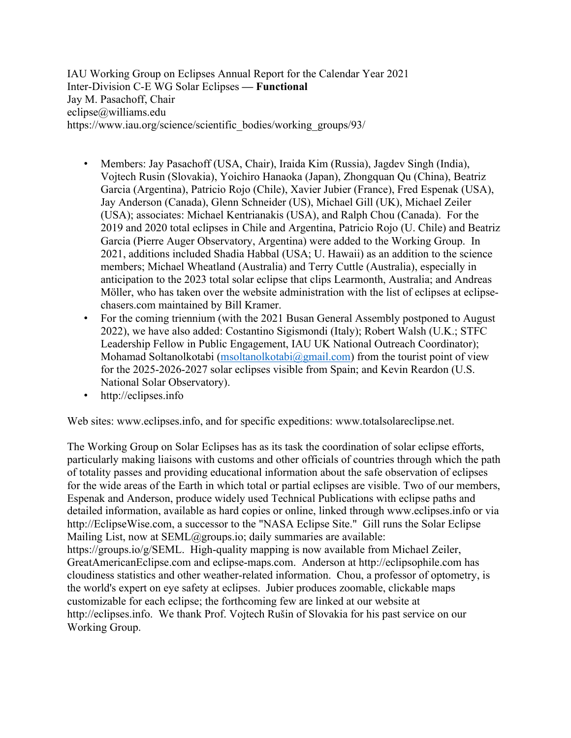IAU Working Group on Eclipses Annual Report for the Calendar Year 2021
Inter-Division C-E WG Solar Eclipses — **Functional**
Jay M. Pasachoff, Chair
eclipse@williams.edu
https://www.iau.org/science/scientific_bodies/working_groups/93/

- Members: Jay Pasachoff (USA, Chair), Iraida Kim (Russia), Jagdev Singh (India), Vojtech Rusin (Slovakia), Yoichiro Hanaoka (Japan), Zhongquan Qu (China), Beatriz Garcia (Argentina), Patricio Rojo (Chile), Xavier Jubier (France), Fred Espenak (USA), Jay Anderson (Canada), Glenn Schneider (US), Michael Gill (UK), Michael Zeiler (USA); associates: Michael Kentrianakis (USA), and Ralph Chou (Canada). For the 2019 and 2020 total eclipses in Chile and Argentina, Patricio Rojo (U. Chile) and Beatriz Garcia (Pierre Auger Observatory, Argentina) were added to the Working Group. In 2021, additions included Shadia Habbal (USA; U. Hawaii) as an addition to the science members; Michael Wheatland (Australia) and Terry Cuttle (Australia), especially in anticipation to the 2023 total solar eclipse that clips Learmonth, Australia; and Andreas Möller, who has taken over the website administration with the list of eclipses at eclipse-chasers.com maintained by Bill Kramer.
- For the coming triennium (with the 2021 Busan General Assembly postponed to August 2022), we have also added: Costantino Sigismondi (Italy); Robert Walsh (U.K.; STFC Leadership Fellow in Public Engagement, IAU UK National Outreach Coordinator); Mohamad Soltanolkotabi (msoltanolkotabi@gmail.com) from the tourist point of view for the 2025-2026-2027 solar eclipses visible from Spain; and Kevin Reardon (U.S. National Solar Observatory).
- http://eclipses.info

Web sites: www.eclipses.info, and for specific expeditions: www.totalsolareclipse.net.

The Working Group on Solar Eclipses has as its task the coordination of solar eclipse efforts, particularly making liaisons with customs and other officials of countries through which the path of totality passes and providing educational information about the safe observation of eclipses for the wide areas of the Earth in which total or partial eclipses are visible. Two of our members, Espenak and Anderson, produce widely used Technical Publications with eclipse paths and detailed information, available as hard copies or online, linked through www.eclipses.info or via http://EclipseWise.com, a successor to the "NASA Eclipse Site." Gill runs the Solar Eclipse Mailing List, now at SEML@groups.io; daily summaries are available: https://groups.io/g/SEML. High-quality mapping is now available from Michael Zeiler, GreatAmericanEclipse.com and eclipse-maps.com. Anderson at http://eclipsophile.com has cloudiness statistics and other weather-related information. Chou, a professor of optometry, is the world's expert on eye safety at eclipses. Jubier produces zoomable, clickable maps customizable for each eclipse; the forthcoming few are linked at our website at http://eclipses.info. We thank Prof. Vojtech Rušin of Slovakia for his past service on our Working Group.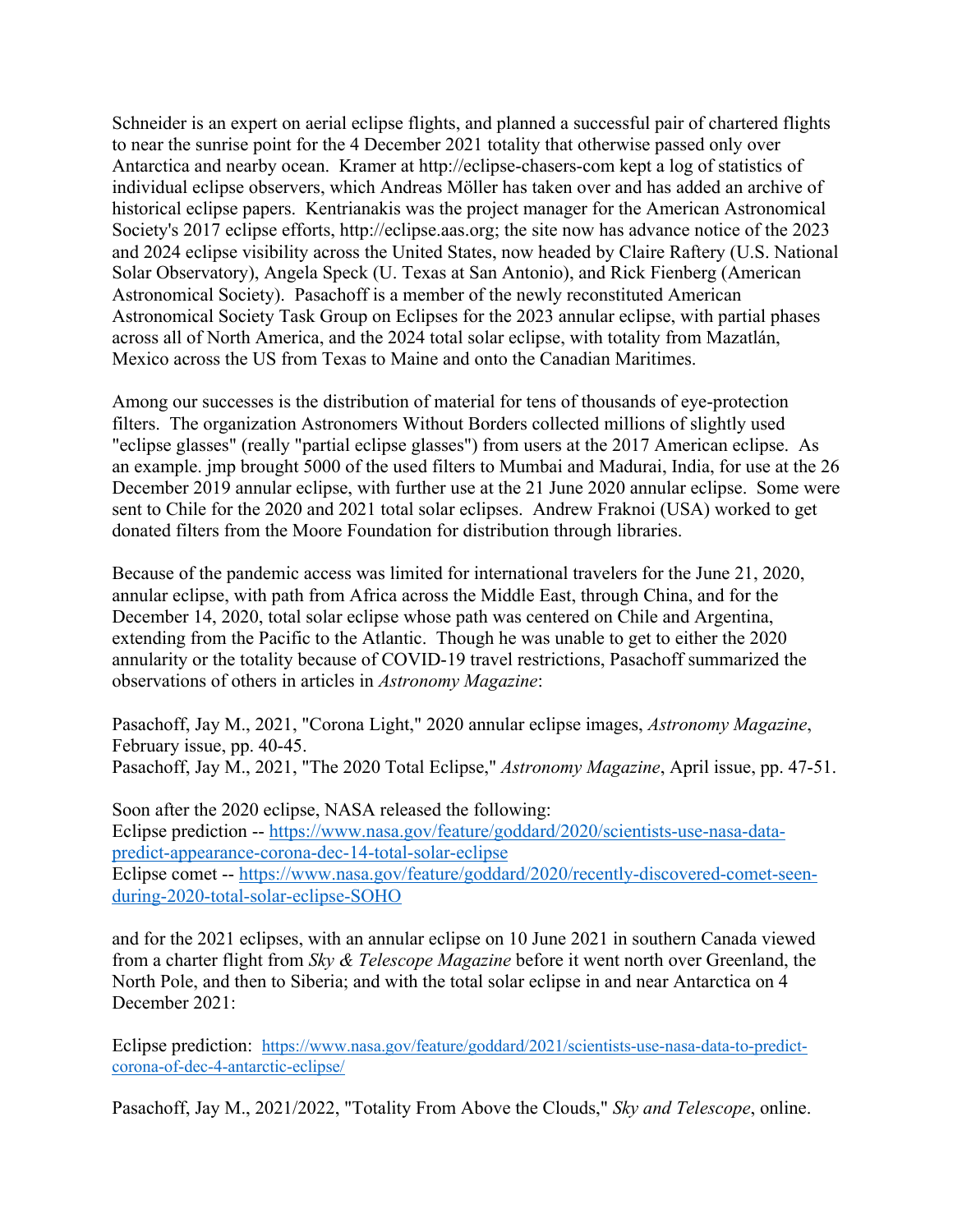Schneider is an expert on aerial eclipse flights, and planned a successful pair of chartered flights to near the sunrise point for the 4 December 2021 totality that otherwise passed only over Antarctica and nearby ocean. Kramer at http://eclipse-chasers-com kept a log of statistics of individual eclipse observers, which Andreas Möller has taken over and has added an archive of historical eclipse papers. Kentrianakis was the project manager for the American Astronomical Society's 2017 eclipse efforts, http://eclipse.aas.org; the site now has advance notice of the 2023 and 2024 eclipse visibility across the United States, now headed by Claire Raftery (U.S. National Solar Observatory), Angela Speck (U. Texas at San Antonio), and Rick Fienberg (American Astronomical Society). Pasachoff is a member of the newly reconstituted American Astronomical Society Task Group on Eclipses for the 2023 annular eclipse, with partial phases across all of North America, and the 2024 total solar eclipse, with totality from Mazatlán, Mexico across the US from Texas to Maine and onto the Canadian Maritimes.

Among our successes is the distribution of material for tens of thousands of eye-protection filters. The organization Astronomers Without Borders collected millions of slightly used "eclipse glasses" (really "partial eclipse glasses") from users at the 2017 American eclipse. As an example. jmp brought 5000 of the used filters to Mumbai and Madurai, India, for use at the 26 December 2019 annular eclipse, with further use at the 21 June 2020 annular eclipse. Some were sent to Chile for the 2020 and 2021 total solar eclipses. Andrew Fraknoi (USA) worked to get donated filters from the Moore Foundation for distribution through libraries.

Because of the pandemic access was limited for international travelers for the June 21, 2020, annular eclipse, with path from Africa across the Middle East, through China, and for the December 14, 2020, total solar eclipse whose path was centered on Chile and Argentina, extending from the Pacific to the Atlantic. Though he was unable to get to either the 2020 annularity or the totality because of COVID-19 travel restrictions, Pasachoff summarized the observations of others in articles in *Astronomy Magazine*:

Pasachoff, Jay M., 2021, "Corona Light," 2020 annular eclipse images, *Astronomy Magazine*, February issue, pp. 40-45.
Pasachoff, Jay M., 2021, "The 2020 Total Eclipse," *Astronomy Magazine*, April issue, pp. 47-51.

Soon after the 2020 eclipse, NASA released the following:
Eclipse prediction -- [https://www.nasa.gov/feature/goddard/2020/scientists-use-nasa-data-predict-appearance-corona-dec-14-total-solar-eclipse](https://www.nasa.gov/feature/goddard/2020/scientists-use-nasa-data-predict-appearance-corona-dec-14-total-solar-eclipse)
Eclipse comet -- [https://www.nasa.gov/feature/goddard/2020/recently-discovered-comet-seen-during-2020-total-solar-eclipse-SOHO](https://www.nasa.gov/feature/goddard/2020/recently-discovered-comet-seen-during-2020-total-solar-eclipse-SOHO)

and for the 2021 eclipses, with an annular eclipse on 10 June 2021 in southern Canada viewed from a charter flight from *Sky & Telescope Magazine* before it went north over Greenland, the North Pole, and then to Siberia; and with the total solar eclipse in and near Antarctica on 4 December 2021:

Eclipse prediction: [https://www.nasa.gov/feature/goddard/2021/scientists-use-nasa-data-to-predict-corona-of-dec-4-antarctic-eclipse/](https://www.nasa.gov/feature/goddard/2021/scientists-use-nasa-data-to-predict-corona-of-dec-4-antarctic-eclipse/)

Pasachoff, Jay M., 2021/2022, "Totality From Above the Clouds," *Sky and Telescope*, online.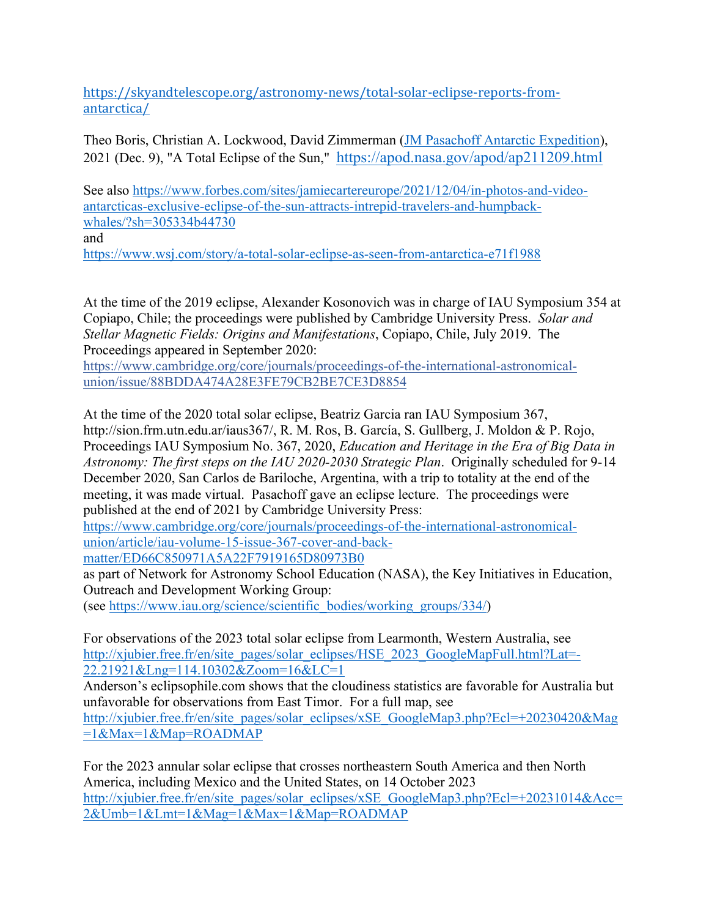[https://skyandtelescope.org/astronomy-news/total-solar-eclipse-reports-from-antarctica/](https://skyandtelescope.org/astronomy-news/total-solar-eclipse-reports-from-antarctica/)

Theo Boris, Christian A. Lockwood, David Zimmerman ([JM Pasachoff Antarctic Expedition]()), 2021 (Dec. 9), "A Total Eclipse of the Sun," [https://apod.nasa.gov/apod/ap211209.html](https://apod.nasa.gov/apod/ap211209.html)

See also [https://www.forbes.com/sites/jamiecartereurope/2021/12/04/in-photos-and-video-antarcticas-exclusive-eclipse-of-the-sun-attracts-intrepid-travelers-and-humpback-whales/?sh=305334b44730](https://www.forbes.com/sites/jamiecartereurope/2021/12/04/in-photos-and-video-antarcticas-exclusive-eclipse-of-the-sun-attracts-intrepid-travelers-and-humpback-whales/?sh=305334b44730)
and
[https://www.wsj.com/story/a-total-solar-eclipse-as-seen-from-antarctica-e71f1988](https://www.wsj.com/story/a-total-solar-eclipse-as-seen-from-antarctica-e71f1988)

At the time of the 2019 eclipse, Alexander Kosonovich was in charge of IAU Symposium 354 at Copiapo, Chile; the proceedings were published by Cambridge University Press. *Solar and Stellar Magnetic Fields: Origins and Manifestations*, Copiapo, Chile, July 2019. The Proceedings appeared in September 2020:
[https://www.cambridge.org/core/journals/proceedings-of-the-international-astronomical-union/issue/88BDDA474A28E3FE79CB2BE7CE3D8854](https://www.cambridge.org/core/journals/proceedings-of-the-international-astronomical-union/issue/88BDDA474A28E3FE79CB2BE7CE3D8854)

At the time of the 2020 total solar eclipse, Beatriz Garcia ran IAU Symposium 367, http://sion.frm.utn.edu.ar/iaus367/, R. M. Ros, B. García, S. Gullberg, J. Moldon & P. Rojo, Proceedings IAU Symposium No. 367, 2020, *Education and Heritage in the Era of Big Data in Astronomy: The first steps on the IAU 2020-2030 Strategic Plan*. Originally scheduled for 9-14 December 2020, San Carlos de Bariloche, Argentina, with a trip to totality at the end of the meeting, it was made virtual. Pasachoff gave an eclipse lecture. The proceedings were published at the end of 2021 by Cambridge University Press:
[https://www.cambridge.org/core/journals/proceedings-of-the-international-astronomical-union/article/iau-volume-15-issue-367-cover-and-back-matter/ED66C850971A5A22F7919165D80973B0](https://www.cambridge.org/core/journals/proceedings-of-the-international-astronomical-union/article/iau-volume-15-issue-367-cover-and-back-matter/ED66C850971A5A22F7919165D80973B0)
as part of Network for Astronomy School Education (NASA), the Key Initiatives in Education, Outreach and Development Working Group:
(see [https://www.iau.org/science/scientific_bodies/working_groups/334/](https://www.iau.org/science/scientific_bodies/working_groups/334/))

For observations of the 2023 total solar eclipse from Learmonth, Western Australia, see
[http://xjubier.free.fr/en/site_pages/solar_eclipses/HSE_2023_GoogleMapFull.html?Lat=-22.21921&Lng=114.10302&Zoom=16&LC=1](http://xjubier.free.fr/en/site_pages/solar_eclipses/HSE_2023_GoogleMapFull.html?Lat=-22.21921&Lng=114.10302&Zoom=16&LC=1)
Anderson's eclipsophile.com shows that the cloudiness statistics are favorable for Australia but unfavorable for observations from East Timor. For a full map, see
[http://xjubier.free.fr/en/site_pages/solar_eclipses/xSE_GoogleMap3.php?Ecl=+20230420&Mag=1&Max=1&Map=ROADMAP](http://xjubier.free.fr/en/site_pages/solar_eclipses/xSE_GoogleMap3.php?Ecl=+20230420&Mag=1&Max=1&Map=ROADMAP)

For the 2023 annular solar eclipse that crosses northeastern South America and then North America, including Mexico and the United States, on 14 October 2023
[http://xjubier.free.fr/en/site_pages/solar_eclipses/xSE_GoogleMap3.php?Ecl=+20231014&Acc=2&Umb=1&Lmt=1&Mag=1&Max=1&Map=ROADMAP](http://xjubier.free.fr/en/site_pages/solar_eclipses/xSE_GoogleMap3.php?Ecl=+20231014&Acc=2&Umb=1&Lmt=1&Mag=1&Max=1&Map=ROADMAP)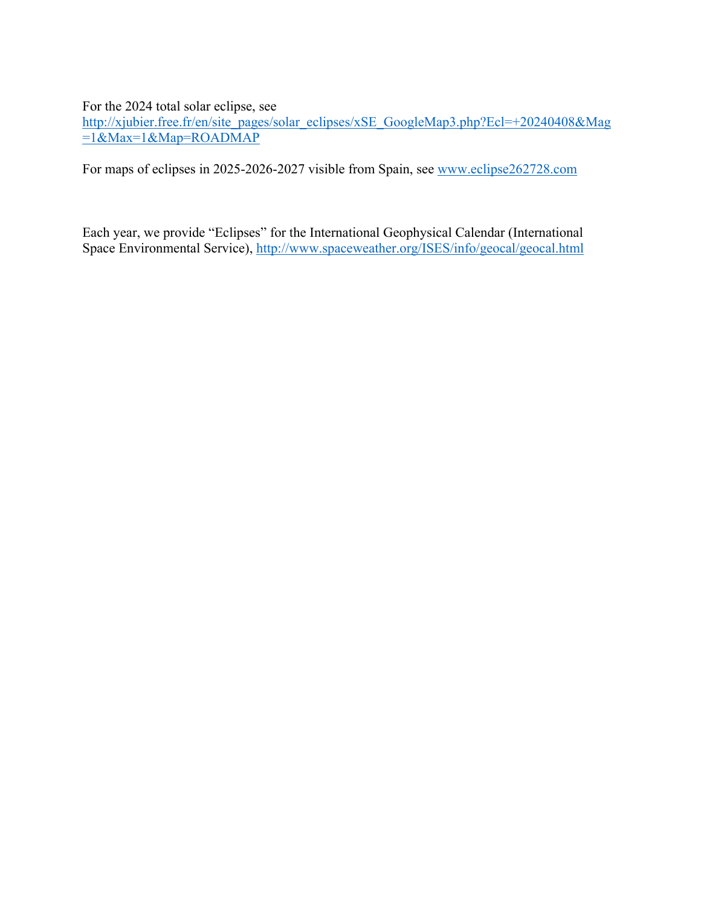For the 2024 total solar eclipse, see http://xjubier.free.fr/en/site_pages/solar_eclipses/xSE_GoogleMap3.php?Ecl=+20240408&Mag=1&Max=1&Map=ROADMAP

For maps of eclipses in 2025-2026-2027 visible from Spain, see www.eclipse262728.com

Each year, we provide "Eclipses" for the International Geophysical Calendar (International Space Environmental Service), http://www.spaceweather.org/ISES/info/geocal/geocal.html